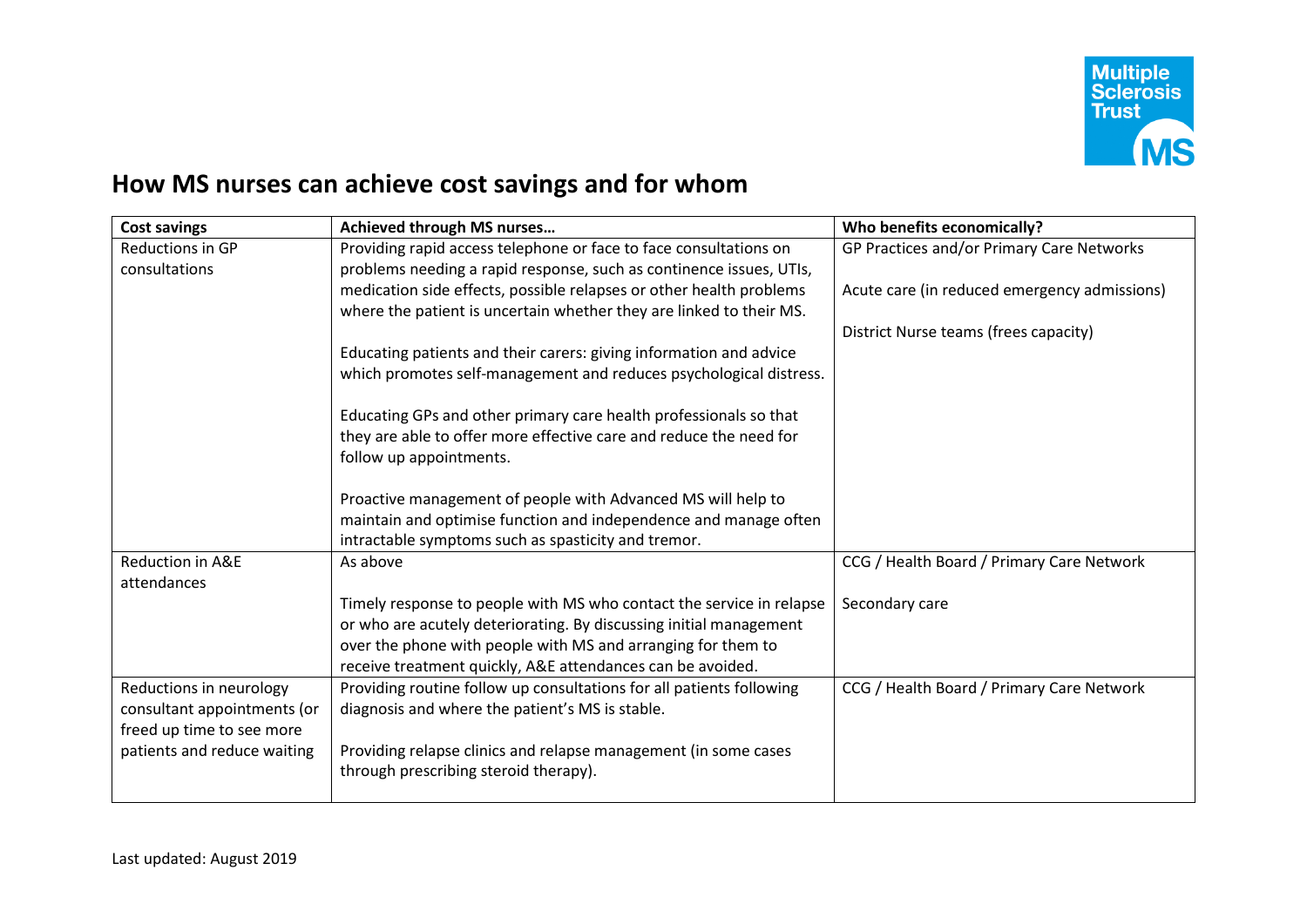# How MS nurses can achieve cost savings and for whom

| Cost savings | Achieved through MS nurses… | Who benefits economically? |
|---|---|---|
| Reductions in GP consultations | Providing rapid access telephone or face to face consultations on problems needing a rapid response, such as continence issues, UTIs, medication side effects, possible relapses or other health problems where the patient is uncertain whether they are linked to their MS.<br><br>Educating patients and their carers: giving information and advice which promotes self-management and reduces psychological distress.<br><br>Educating GPs and other primary care health professionals so that they are able to offer more effective care and reduce the need for follow up appointments.<br><br>Proactive management of people with Advanced MS will help to maintain and optimise function and independence and manage often intractable symptoms such as spasticity and tremor. | GP Practices and/or Primary Care Networks<br><br>Acute care (in reduced emergency admissions)<br><br>District Nurse teams (frees capacity) |
| Reduction in A&E attendances | As above<br><br>Timely response to people with MS who contact the service in relapse or who are acutely deteriorating. By discussing initial management over the phone with people with MS and arranging for them to receive treatment quickly, A&E attendances can be avoided. | CCG / Health Board / Primary Care Network<br><br>Secondary care |
| Reductions in neurology consultant appointments (or freed up time to see more patients and reduce waiting | Providing routine follow up consultations for all patients following diagnosis and where the patient's MS is stable.<br><br>Providing relapse clinics and relapse management (in some cases through prescribing steroid therapy). | CCG / Health Board / Primary Care Network |

Last updated: August 2019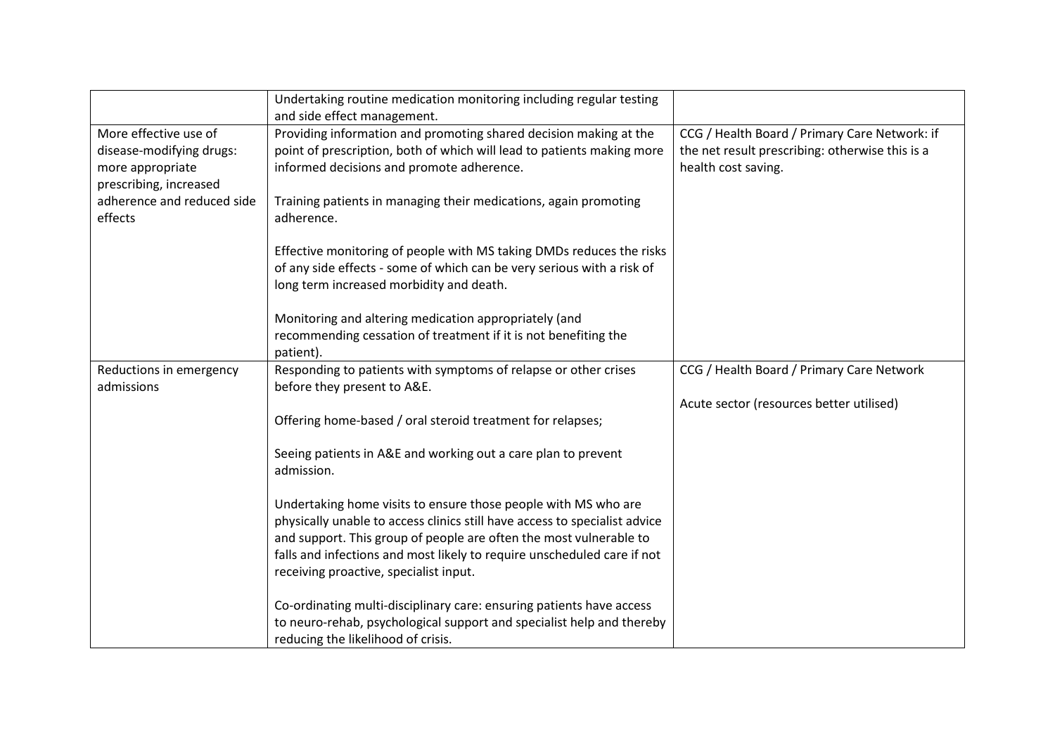| | | |
|---|---|---|
| | Undertaking routine medication monitoring including regular testing and side effect management. | |
| More effective use of disease-modifying drugs: more appropriate prescribing, increased adherence and reduced side effects | Providing information and promoting shared decision making at the point of prescription, both of which will lead to patients making more informed decisions and promote adherence.<br><br>Training patients in managing their medications, again promoting adherence.<br><br>Effective monitoring of people with MS taking DMDs reduces the risks of any side effects - some of which can be very serious with a risk of long term increased morbidity and death.<br><br>Monitoring and altering medication appropriately (and recommending cessation of treatment if it is not benefiting the patient). | CCG / Health Board / Primary Care Network: if the net result prescribing: otherwise this is a health cost saving. |
| Reductions in emergency admissions | Responding to patients with symptoms of relapse or other crises before they present to A&E.<br><br>Offering home-based / oral steroid treatment for relapses;<br><br>Seeing patients in A&E and working out a care plan to prevent admission.<br><br>Undertaking home visits to ensure those people with MS who are physically unable to access clinics still have access to specialist advice and support. This group of people are often the most vulnerable to falls and infections and most likely to require unscheduled care if not receiving proactive, specialist input.<br><br>Co-ordinating multi-disciplinary care: ensuring patients have access to neuro-rehab, psychological support and specialist help and thereby reducing the likelihood of crisis. | CCG / Health Board / Primary Care Network<br><br>Acute sector (resources better utilised) |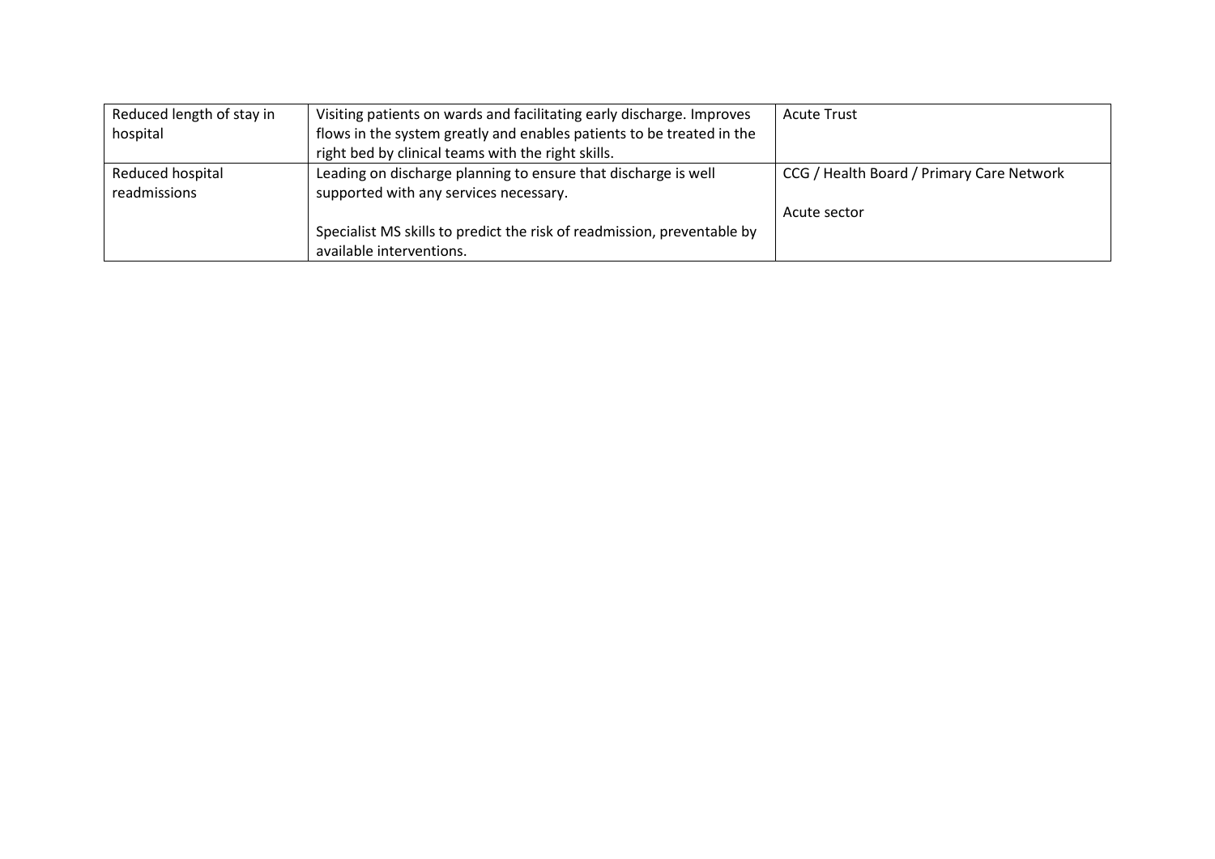| | | |
|---|---|---|
| Reduced length of stay in hospital | Visiting patients on wards and facilitating early discharge. Improves flows in the system greatly and enables patients to be treated in the right bed by clinical teams with the right skills. | Acute Trust |
| Reduced hospital readmissions | Leading on discharge planning to ensure that discharge is well supported with any services necessary.<br><br>Specialist MS skills to predict the risk of readmission, preventable by available interventions. | CCG / Health Board / Primary Care Network<br><br>Acute sector |